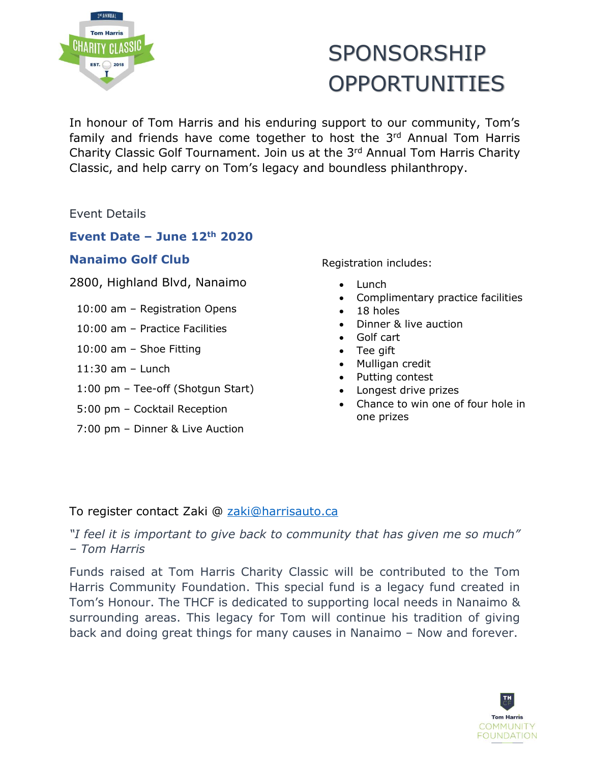# SPONSORSHIP OPPORTUNITIES

In honour of Tom Harris and his enduring support to our community, Tom's family and friends have come together to host the 3rd Annual Tom Harris Charity Classic Golf Tournament. Join us at the 3rd Annual Tom Harris Charity Classic, and help carry on Tom's legacy and boundless philanthropy.

Event Details

**Event Date – June 12th 2020**

**Nanaimo Golf Club**

2800, Highland Blvd, Nanaimo

10:00 am – Registration Opens
10:00 am – Practice Facilities
10:00 am – Shoe Fitting
11:30 am – Lunch
1:00 pm – Tee-off (Shotgun Start)
5:00 pm – Cocktail Reception
7:00 pm – Dinner & Live Auction

Registration includes:

- Lunch
- Complimentary practice facilities
- 18 holes
- Dinner & live auction
- Golf cart
- Tee gift
- Mulligan credit
- Putting contest
- Longest drive prizes
- Chance to win one of four hole in one prizes

To register contact Zaki @ zaki@harrisauto.ca

*"I feel it is important to give back to community that has given me so much" – Tom Harris*

Funds raised at Tom Harris Charity Classic will be contributed to the Tom Harris Community Foundation. This special fund is a legacy fund created in Tom's Honour. The THCF is dedicated to supporting local needs in Nanaimo & surrounding areas. This legacy for Tom will continue his tradition of giving back and doing great things for many causes in Nanaimo – Now and forever.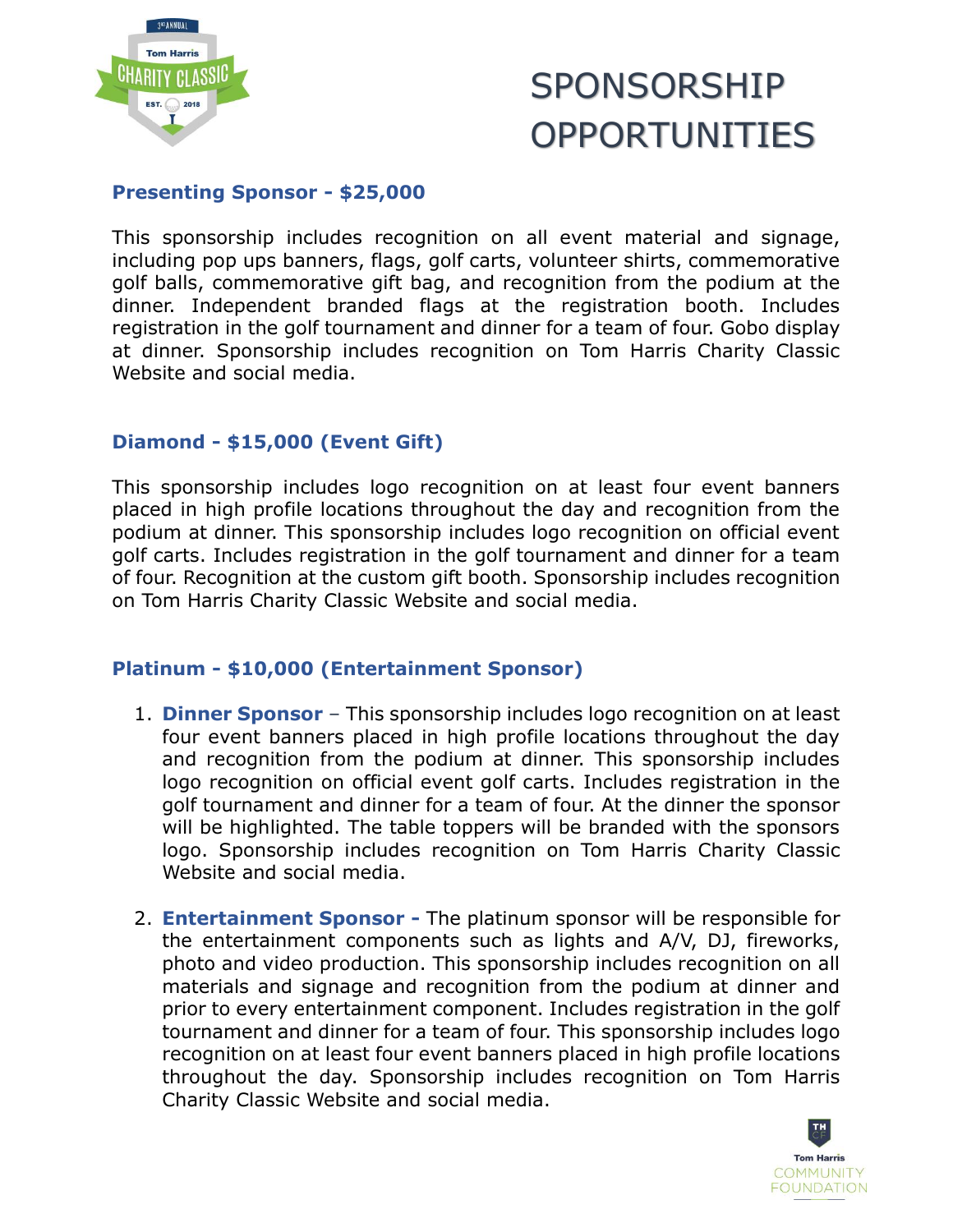# SPONSORSHIP OPPORTUNITIES

### Presenting Sponsor - $25,000

This sponsorship includes recognition on all event material and signage, including pop ups banners, flags, golf carts, volunteer shirts, commemorative golf balls, commemorative gift bag, and recognition from the podium at the dinner. Independent branded flags at the registration booth. Includes registration in the golf tournament and dinner for a team of four. Gobo display at dinner. Sponsorship includes recognition on Tom Harris Charity Classic Website and social media.

### Diamond - $15,000 (Event Gift)

This sponsorship includes logo recognition on at least four event banners placed in high profile locations throughout the day and recognition from the podium at dinner. This sponsorship includes logo recognition on official event golf carts. Includes registration in the golf tournament and dinner for a team of four. Recognition at the custom gift booth. Sponsorship includes recognition on Tom Harris Charity Classic Website and social media.

### Platinum - $10,000 (Entertainment Sponsor)

1. **Dinner Sponsor** – This sponsorship includes logo recognition on at least four event banners placed in high profile locations throughout the day and recognition from the podium at dinner. This sponsorship includes logo recognition on official event golf carts. Includes registration in the golf tournament and dinner for a team of four. At the dinner the sponsor will be highlighted. The table toppers will be branded with the sponsors logo. Sponsorship includes recognition on Tom Harris Charity Classic Website and social media.

2. **Entertainment Sponsor -** The platinum sponsor will be responsible for the entertainment components such as lights and A/V, DJ, fireworks, photo and video production. This sponsorship includes recognition on all materials and signage and recognition from the podium at dinner and prior to every entertainment component. Includes registration in the golf tournament and dinner for a team of four. This sponsorship includes logo recognition on at least four event banners placed in high profile locations throughout the day. Sponsorship includes recognition on Tom Harris Charity Classic Website and social media.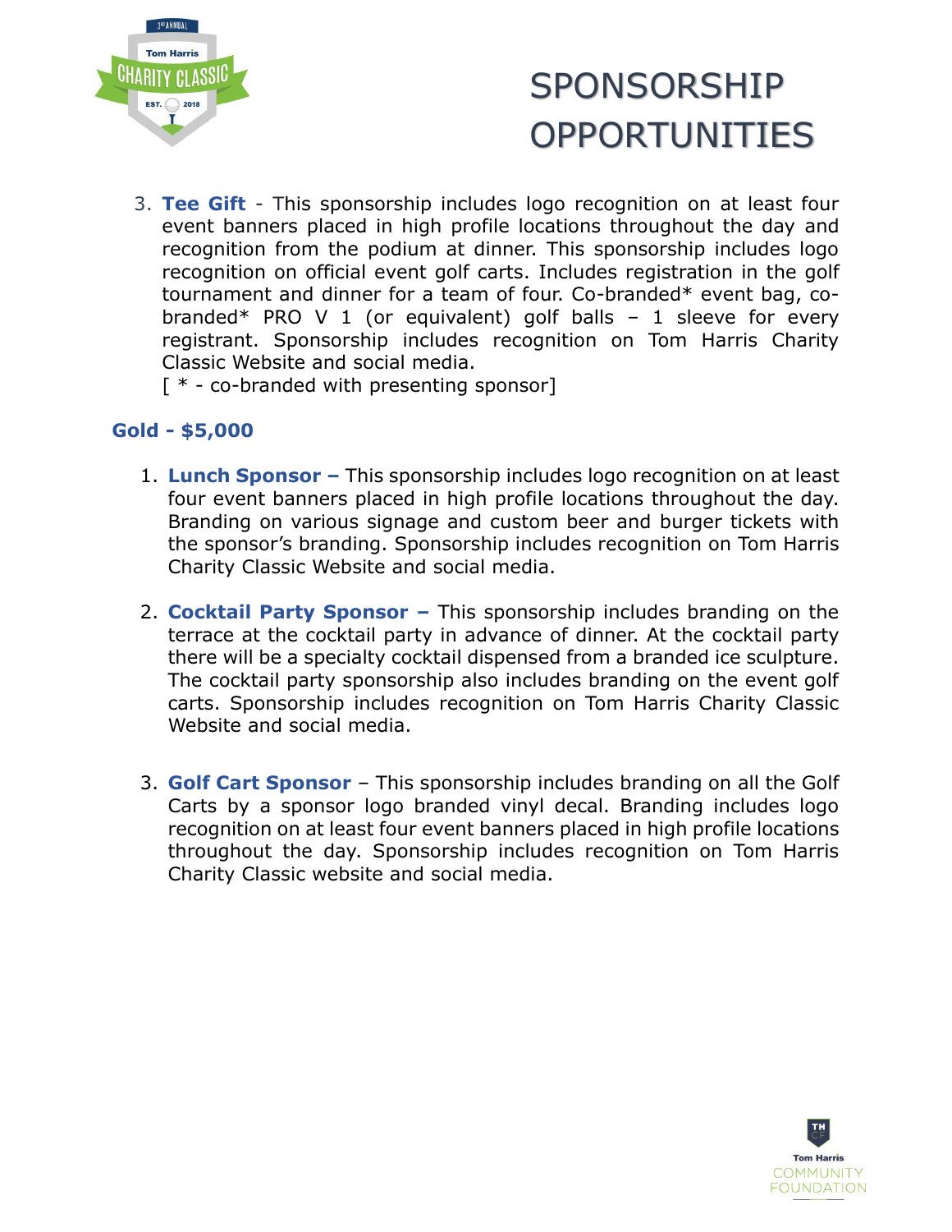# SPONSORSHIP OPPORTUNITIES

3. **Tee Gift** - This sponsorship includes logo recognition on at least four event banners placed in high profile locations throughout the day and recognition from the podium at dinner. This sponsorship includes logo recognition on official event golf carts. Includes registration in the golf tournament and dinner for a team of four. Co-branded* event bag, co-branded* PRO V 1 (or equivalent) golf balls – 1 sleeve for every registrant. Sponsorship includes recognition on Tom Harris Charity Classic Website and social media.
   [ * - co-branded with presenting sponsor]

## Gold - $5,000

1. **Lunch Sponsor –** This sponsorship includes logo recognition on at least four event banners placed in high profile locations throughout the day. Branding on various signage and custom beer and burger tickets with the sponsor's branding. Sponsorship includes recognition on Tom Harris Charity Classic Website and social media.

2. **Cocktail Party Sponsor –** This sponsorship includes branding on the terrace at the cocktail party in advance of dinner. At the cocktail party there will be a specialty cocktail dispensed from a branded ice sculpture. The cocktail party sponsorship also includes branding on the event golf carts. Sponsorship includes recognition on Tom Harris Charity Classic Website and social media.

3. **Golf Cart Sponsor** – This sponsorship includes branding on all the Golf Carts by a sponsor logo branded vinyl decal. Branding includes logo recognition on at least four event banners placed in high profile locations throughout the day. Sponsorship includes recognition on Tom Harris Charity Classic website and social media.